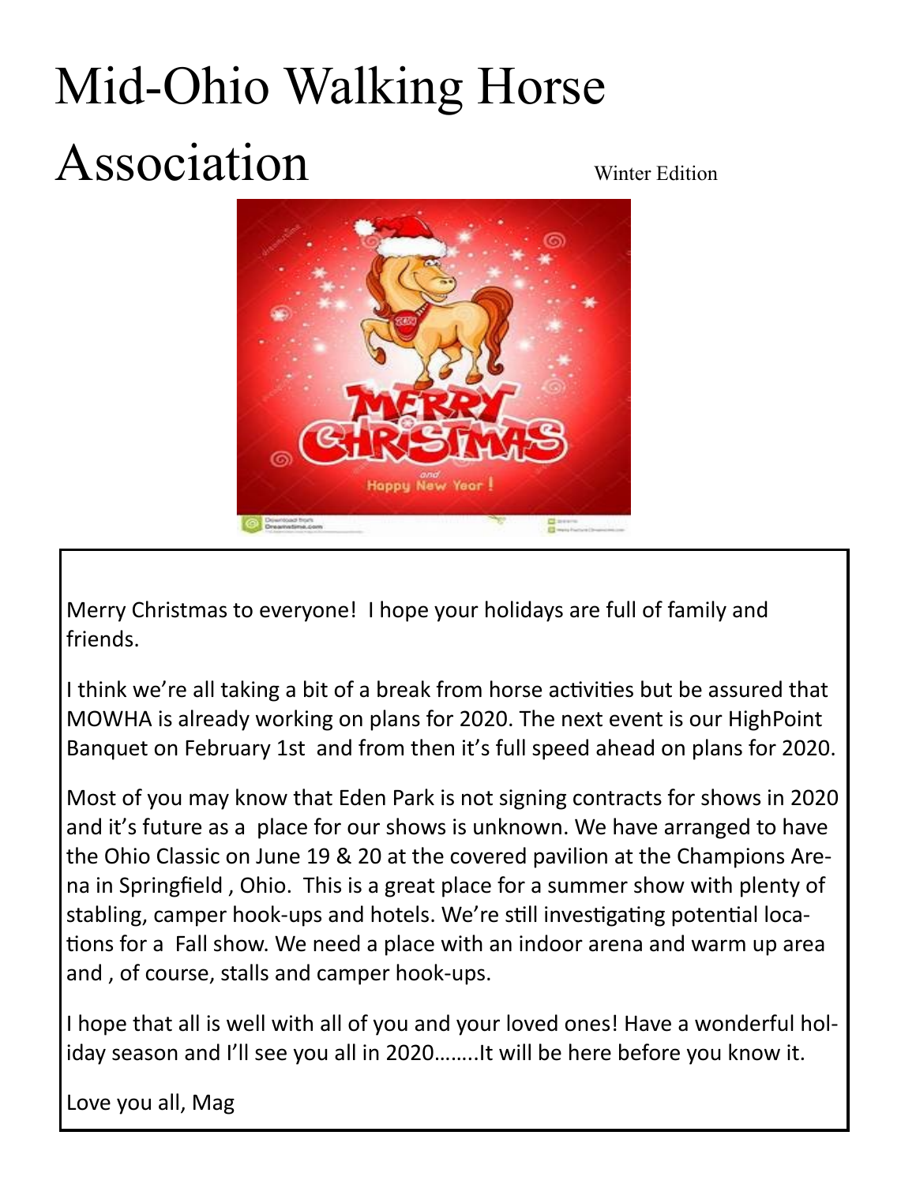# Mid-Ohio Walking Horse Association

Winter Edition

Merry Christmas to everyone! I hope your holidays are full of family and friends.

I think we're all taking a bit of a break from horse activities but be assured that MOWHA is already working on plans for 2020. The next event is our HighPoint Banquet on February 1st and from then it's full speed ahead on plans for 2020.

Most of you may know that Eden Park is not signing contracts for shows in 2020 and it's future as a place for our shows is unknown. We have arranged to have the Ohio Classic on June 19 & 20 at the covered pavilion at the Champions Arena in Springfield , Ohio. This is a great place for a summer show with plenty of stabling, camper hook-ups and hotels. We're still investigating potential locations for a Fall show. We need a place with an indoor arena and warm up area and , of course, stalls and camper hook-ups.

I hope that all is well with all of you and your loved ones! Have a wonderful holiday season and I'll see you all in 2020……..It will be here before you know it.

Love you all, Mag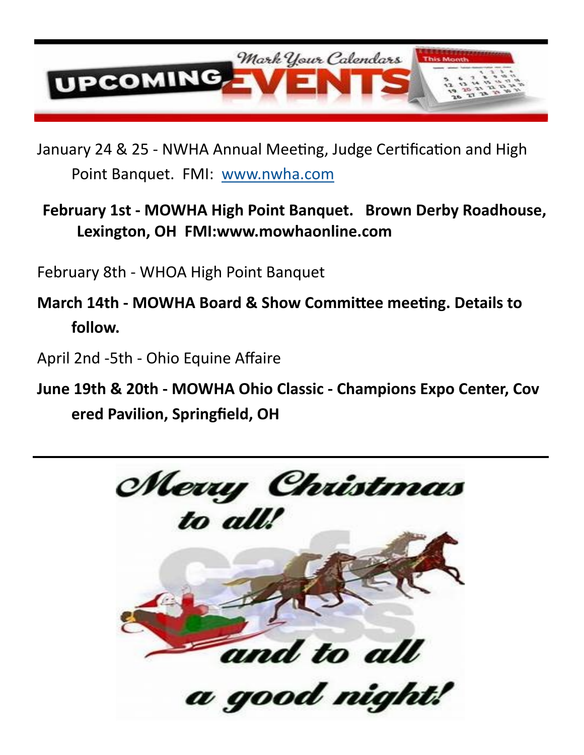# UPCOMING EVENTS

*Mark Your Calendars*

January 24 & 25 - NWHA Annual Meeting, Judge Certification and High Point Banquet. FMI: www.nwha.com

**February 1st - MOWHA High Point Banquet. Brown Derby Roadhouse, Lexington, OH FMI:www.mowhaonline.com**

February 8th - WHOA High Point Banquet

**March 14th - MOWHA Board & Show Committee meeting. Details to follow.**

April 2nd -5th - Ohio Equine Affaire

**June 19th & 20th - MOWHA Ohio Classic - Champions Expo Center, Covered Pavilion, Springfield, OH**

---

*Merry Christmas to all! and to all a good night!*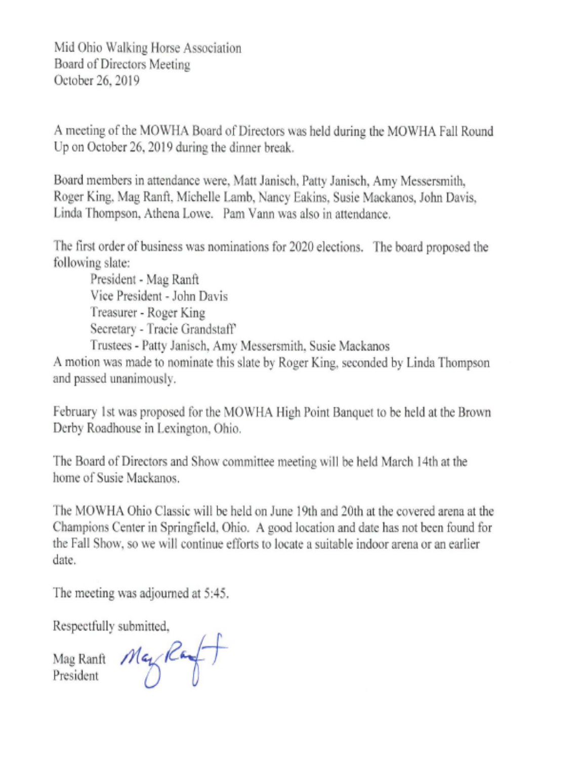Mid Ohio Walking Horse Association
Board of Directors Meeting
October 26, 2019

A meeting of the MOWHA Board of Directors was held during the MOWHA Fall Round Up on October 26, 2019 during the dinner break.

Board members in attendance were, Matt Janisch, Patty Janisch, Amy Messersmith, Roger King, Mag Ranft, Michelle Lamb, Nancy Eakins, Susie Mackanos, John Davis, Linda Thompson, Athena Lowe. Pam Vann was also in attendance.

The first order of business was nominations for 2020 elections. The board proposed the following slate:

- President - Mag Ranft
- Vice President - John Davis
- Treasurer - Roger King
- Secretary - Tracie Grandstaff
- Trustees - Patty Janisch, Amy Messersmith, Susie Mackanos

A motion was made to nominate this slate by Roger King, seconded by Linda Thompson and passed unanimously.

February 1st was proposed for the MOWHA High Point Banquet to be held at the Brown Derby Roadhouse in Lexington, Ohio.

The Board of Directors and Show committee meeting will be held March 14th at the home of Susie Mackanos.

The MOWHA Ohio Classic will be held on June 19th and 20th at the covered arena at the Champions Center in Springfield, Ohio. A good location and date has not been found for the Fall Show, so we will continue efforts to locate a suitable indoor arena or an earlier date.

The meeting was adjourned at 5:45.

Respectfully submitted,

Mag Ranft
President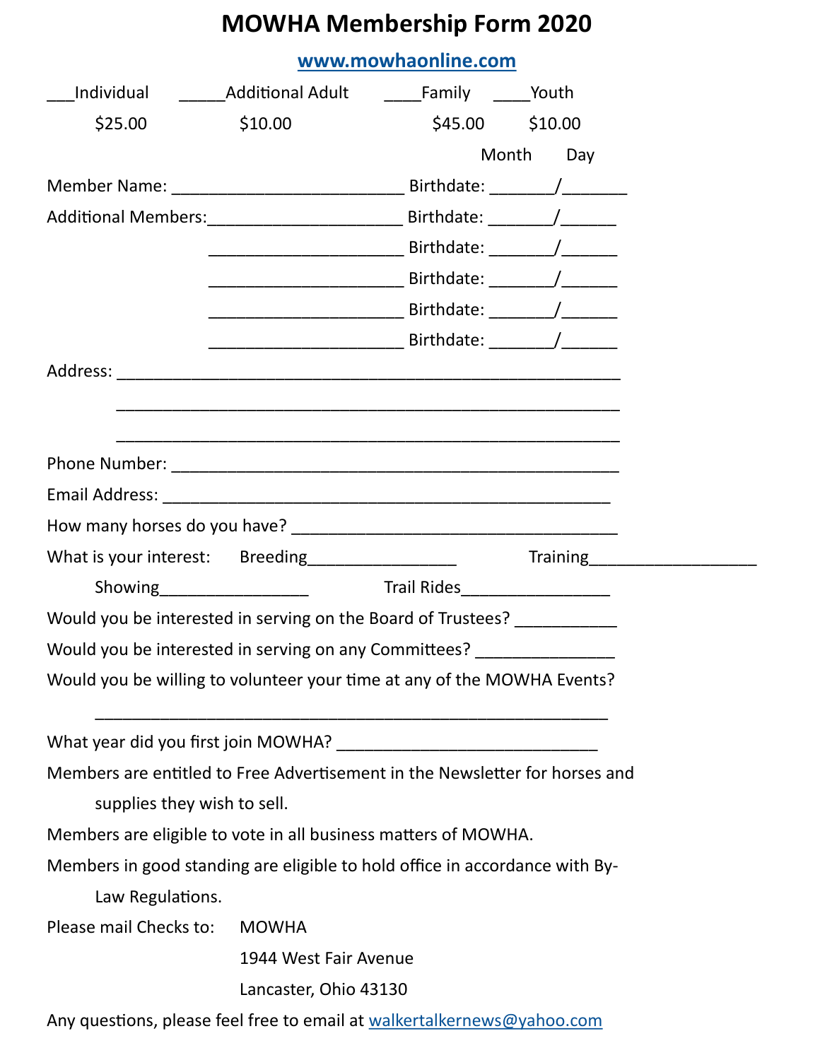# MOWHA Membership Form 2020

[www.mowhaonline.com](http://www.mowhaonline.com)

___Individual $25.00 _____Additional Adult $10.00 ____Family $45.00 ____Youth $10.00

Member Name: _________________________ Birthdate: _______/_______ (Month / Day)

Additional Members:_____________________ Birthdate: _______/______

_____________________ Birthdate: _______/______

_____________________ Birthdate: _______/______

_____________________ Birthdate: _______/______

_____________________ Birthdate: _______/______

Address: _______________________________________________________

_______________________________________________________

_______________________________________________________

Phone Number: ________________________________________________

Email Address: ________________________________________________

How many horses do you have? ___________________________________

What is your interest: Breeding________________ Training__________________

Showing________________ Trail Rides________________

Would you be interested in serving on the Board of Trustees? ___________

Would you be interested in serving on any Committees? _______________

Would you be willing to volunteer your time at any of the MOWHA Events?

_______________________________________________________

What year did you first join MOWHA? ____________________________

Members are entitled to Free Advertisement in the Newsletter for horses and supplies they wish to sell.

Members are eligible to vote in all business matters of MOWHA.

Members in good standing are eligible to hold office in accordance with By-Law Regulations.

Please mail Checks to: MOWHA
1944 West Fair Avenue
Lancaster, Ohio 43130

Any questions, please feel free to email at walkertalkernews@yahoo.com